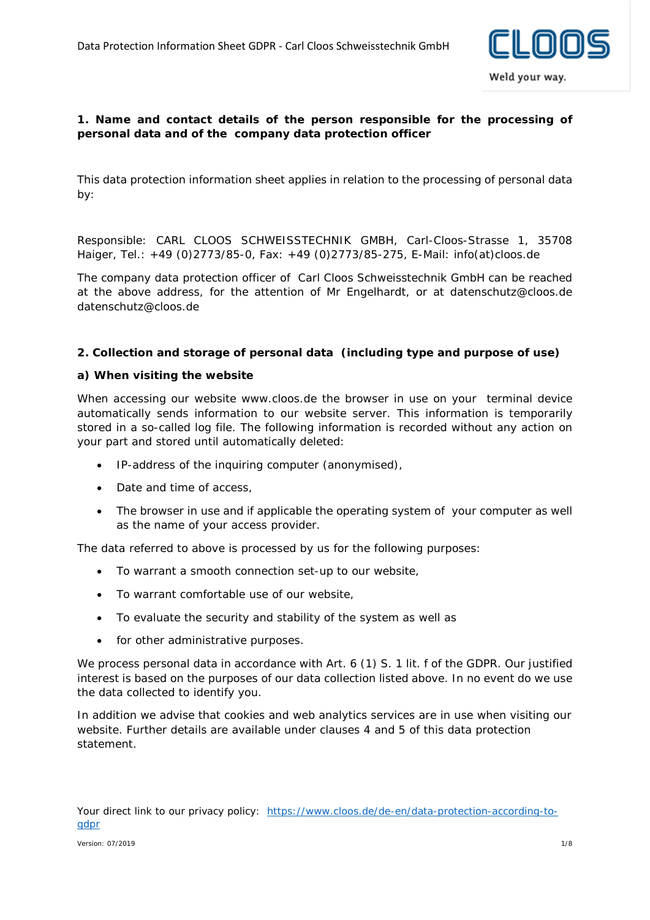## 1. Name and contact details of the person responsible for the processing of personal data and of the company data protection officer

This data protection information sheet applies in relation to the processing of personal data by:

Responsible: CARL CLOOS SCHWEISSTECHNIK GMBH, Carl-Cloos-Strasse 1, 35708 Haiger, Tel.: +49 (0)2773/85-0, Fax: +49 (0)2773/85-275, E-Mail: info(at)cloos.de

The company data protection officer of Carl Cloos Schweisstechnik GmbH can be reached at the above address, for the attention of Mr Engelhardt, or at datenschutz@cloos.de datenschutz@cloos.de

## 2. Collection and storage of personal data (including type and purpose of use)

### a) When visiting the website

When accessing our website www.cloos.de the browser in use on your terminal device automatically sends information to our website server. This information is temporarily stored in a so-called log file. The following information is recorded without any action on your part and stored until automatically deleted:

- IP-address of the inquiring computer (anonymised),
- Date and time of access,
- The browser in use and if applicable the operating system of your computer as well as the name of your access provider.

The data referred to above is processed by us for the following purposes:

- To warrant a smooth connection set-up to our website,
- To warrant comfortable use of our website,
- To evaluate the security and stability of the system as well as
- for other administrative purposes.

We process personal data in accordance with Art. 6 (1) S. 1 lit. f of the GDPR. Our justified interest is based on the purposes of our data collection listed above. In no event do we use the data collected to identify you.

In addition we advise that cookies and web analytics services are in use when visiting our website. Further details are available under clauses 4 and 5 of this data protection statement.

Your direct link to our privacy policy: [https://www.cloos.de/de-en/data-protection-according-to-gdpr](https://www.cloos.de/de-en/data-protection-according-to-gdpr)

Version: 07/2019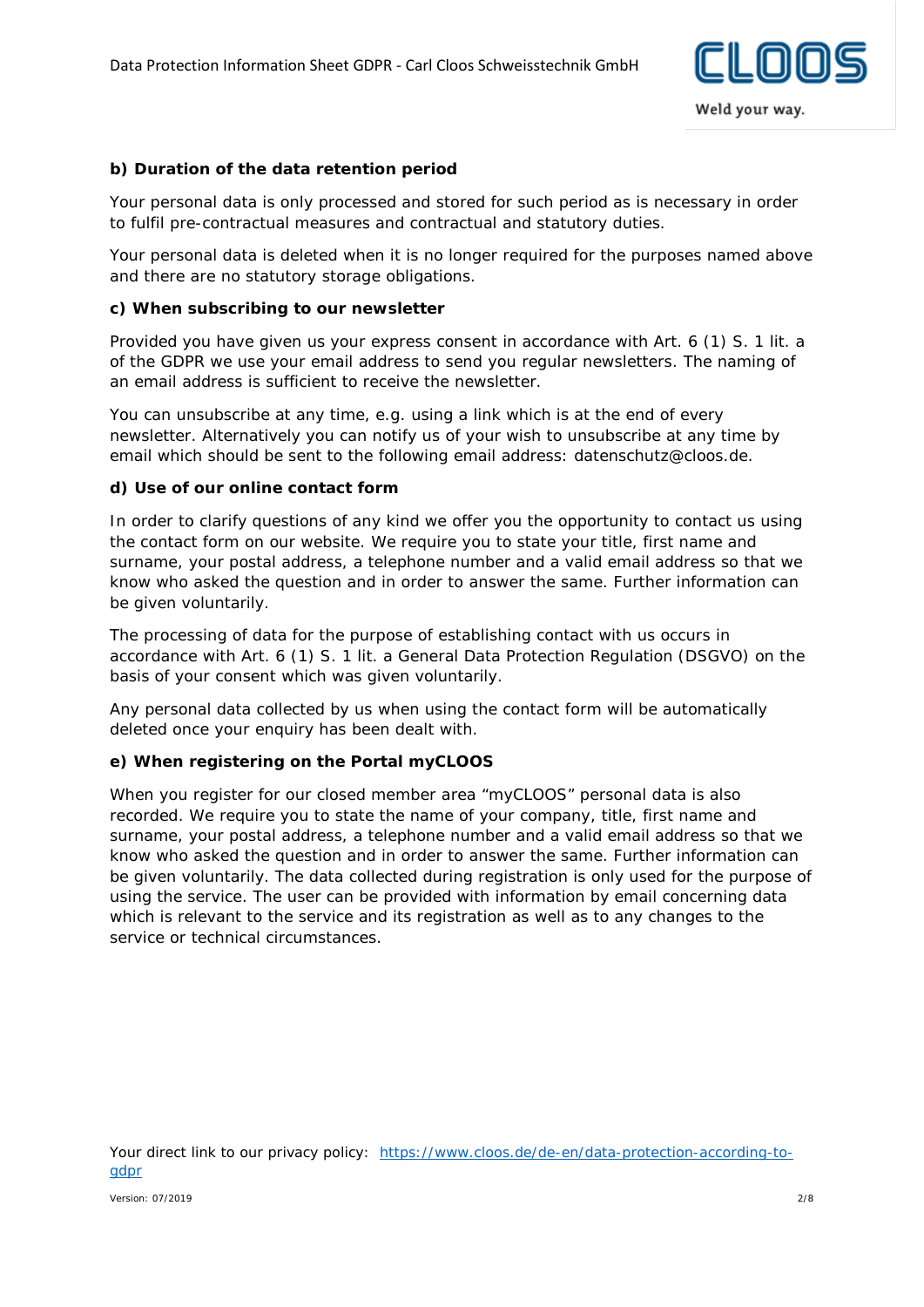**b) Duration of the data retention period**

Your personal data is only processed and stored for such period as is necessary in order to fulfil pre-contractual measures and contractual and statutory duties.

Your personal data is deleted when it is no longer required for the purposes named above and there are no statutory storage obligations.

**c) When subscribing to our newsletter**

Provided you have given us your express consent in accordance with Art. 6 (1) S. 1 lit. a of the GDPR we use your email address to send you regular newsletters. The naming of an email address is sufficient to receive the newsletter.

You can unsubscribe at any time, e.g. using a link which is at the end of every newsletter. Alternatively you can notify us of your wish to unsubscribe at any time by email which should be sent to the following email address: datenschutz@cloos.de.

**d) Use of our online contact form**

In order to clarify questions of any kind we offer you the opportunity to contact us using the contact form on our website. We require you to state your title, first name and surname, your postal address, a telephone number and a valid email address so that we know who asked the question and in order to answer the same. Further information can be given voluntarily.

The processing of data for the purpose of establishing contact with us occurs in accordance with Art. 6 (1) S. 1 lit. a General Data Protection Regulation (DSGVO) on the basis of your consent which was given voluntarily.

Any personal data collected by us when using the contact form will be automatically deleted once your enquiry has been dealt with.

**e) When registering on the Portal myCLOOS**

When you register for our closed member area “myCLOOS” personal data is also recorded. We require you to state the name of your company, title, first name and surname, your postal address, a telephone number and a valid email address so that we know who asked the question and in order to answer the same. Further information can be given voluntarily. The data collected during registration is only used for the purpose of using the service. The user can be provided with information by email concerning data which is relevant to the service and its registration as well as to any changes to the service or technical circumstances.

Your direct link to our privacy policy: [https://www.cloos.de/de-en/data-protection-according-to-gdpr](https://www.cloos.de/de-en/data-protection-according-to-gdpr)

Version: 07/2019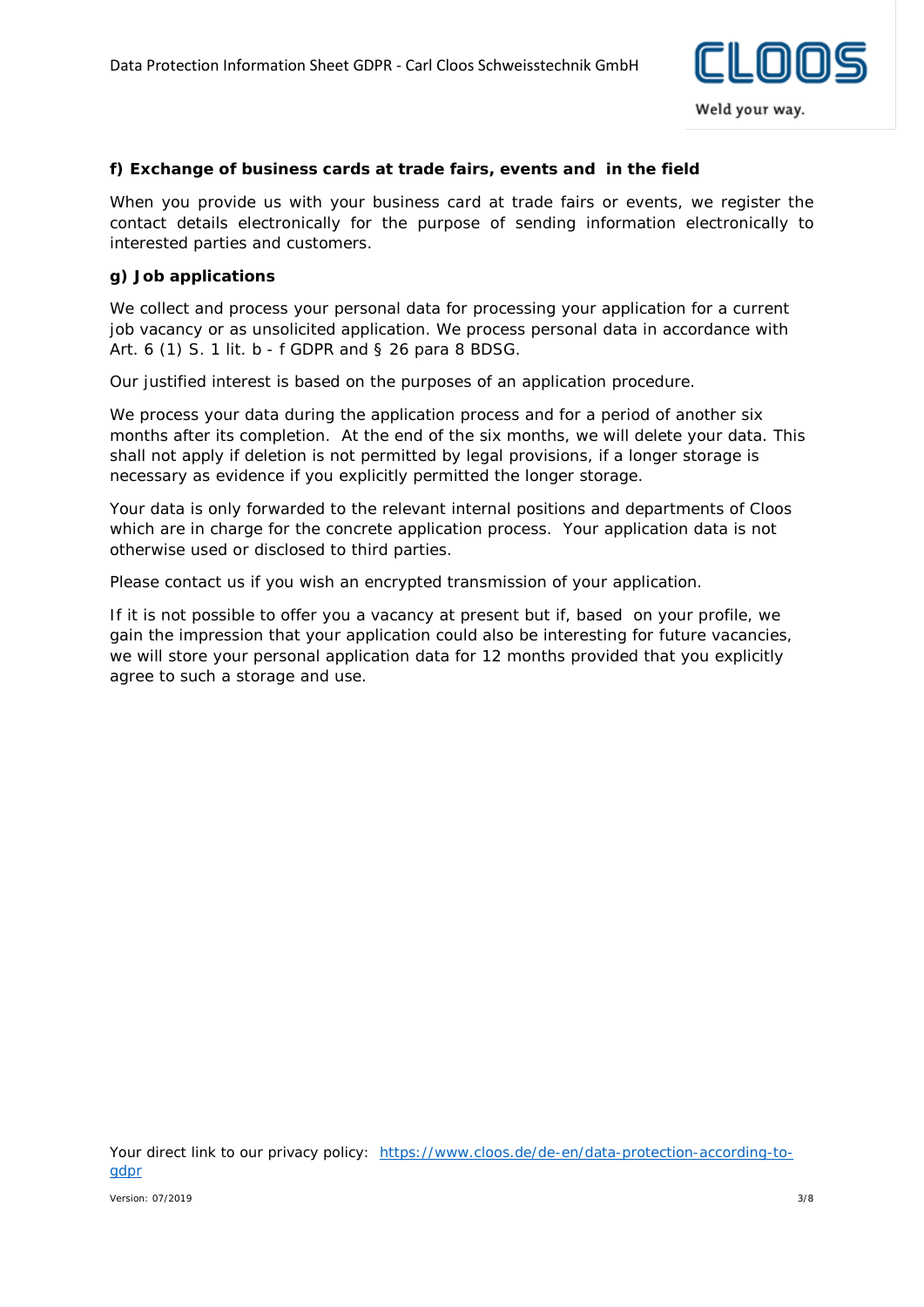**f) Exchange of business cards at trade fairs, events and in the field**

When you provide us with your business card at trade fairs or events, we register the contact details electronically for the purpose of sending information electronically to interested parties and customers.

**g) Job applications**

We collect and process your personal data for processing your application for a current job vacancy or as unsolicited application. We process personal data in accordance with Art. 6 (1) S. 1 lit. b - f GDPR and § 26 para 8 BDSG.

Our justified interest is based on the purposes of an application procedure.

We process your data during the application process and for a period of another six months after its completion. At the end of the six months, we will delete your data. This shall not apply if deletion is not permitted by legal provisions, if a longer storage is necessary as evidence if you explicitly permitted the longer storage.

Your data is only forwarded to the relevant internal positions and departments of Cloos which are in charge for the concrete application process. Your application data is not otherwise used or disclosed to third parties.

Please contact us if you wish an encrypted transmission of your application.

If it is not possible to offer you a vacancy at present but if, based on your profile, we gain the impression that your application could also be interesting for future vacancies, we will store your personal application data for 12 months provided that you explicitly agree to such a storage and use.

Your direct link to our privacy policy: [https://www.cloos.de/de-en/data-protection-according-to-gdpr](https://www.cloos.de/de-en/data-protection-according-to-gdpr)

Version: 07/2019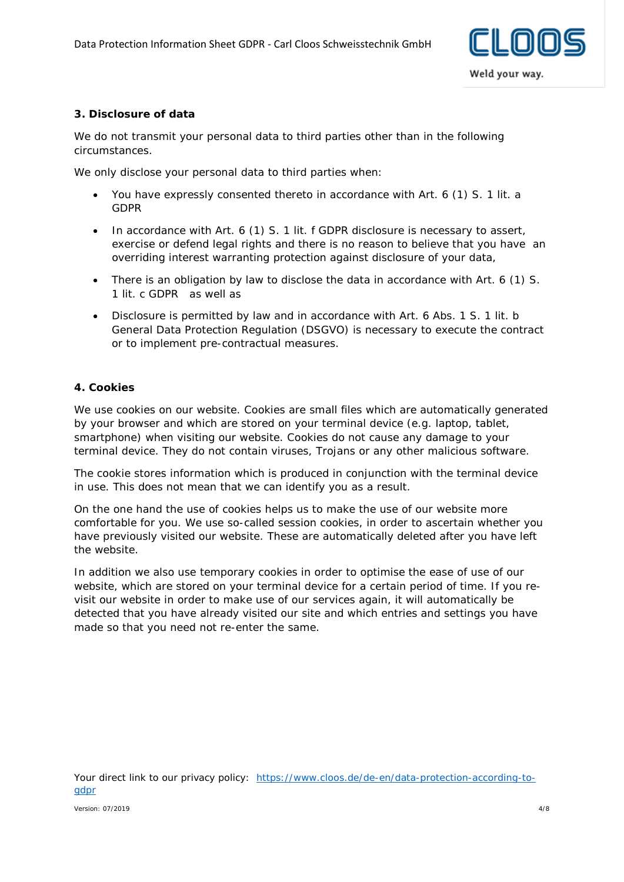### 3. Disclosure of data

We do not transmit your personal data to third parties other than in the following circumstances.

We only disclose your personal data to third parties when:

- You have expressly consented thereto in accordance with Art. 6 (1) S. 1 lit. a GDPR
- In accordance with Art. 6 (1) S. 1 lit. f GDPR disclosure is necessary to assert, exercise or defend legal rights and there is no reason to believe that you have an overriding interest warranting protection against disclosure of your data,
- There is an obligation by law to disclose the data in accordance with Art. 6 (1) S. 1 lit. c GDPR as well as
- Disclosure is permitted by law and in accordance with Art. 6 Abs. 1 S. 1 lit. b General Data Protection Regulation (DSGVO) is necessary to execute the contract or to implement pre-contractual measures.

### 4. Cookies

We use cookies on our website. Cookies are small files which are automatically generated by your browser and which are stored on your terminal device (e.g. laptop, tablet, smartphone) when visiting our website. Cookies do not cause any damage to your terminal device. They do not contain viruses, Trojans or any other malicious software.

The cookie stores information which is produced in conjunction with the terminal device in use. This does not mean that we can identify you as a result.

On the one hand the use of cookies helps us to make the use of our website more comfortable for you. We use so-called session cookies, in order to ascertain whether you have previously visited our website. These are automatically deleted after you have left the website.

In addition we also use temporary cookies in order to optimise the ease of use of our website, which are stored on your terminal device for a certain period of time. If you re-visit our website in order to make use of our services again, it will automatically be detected that you have already visited our site and which entries and settings you have made so that you need not re-enter the same.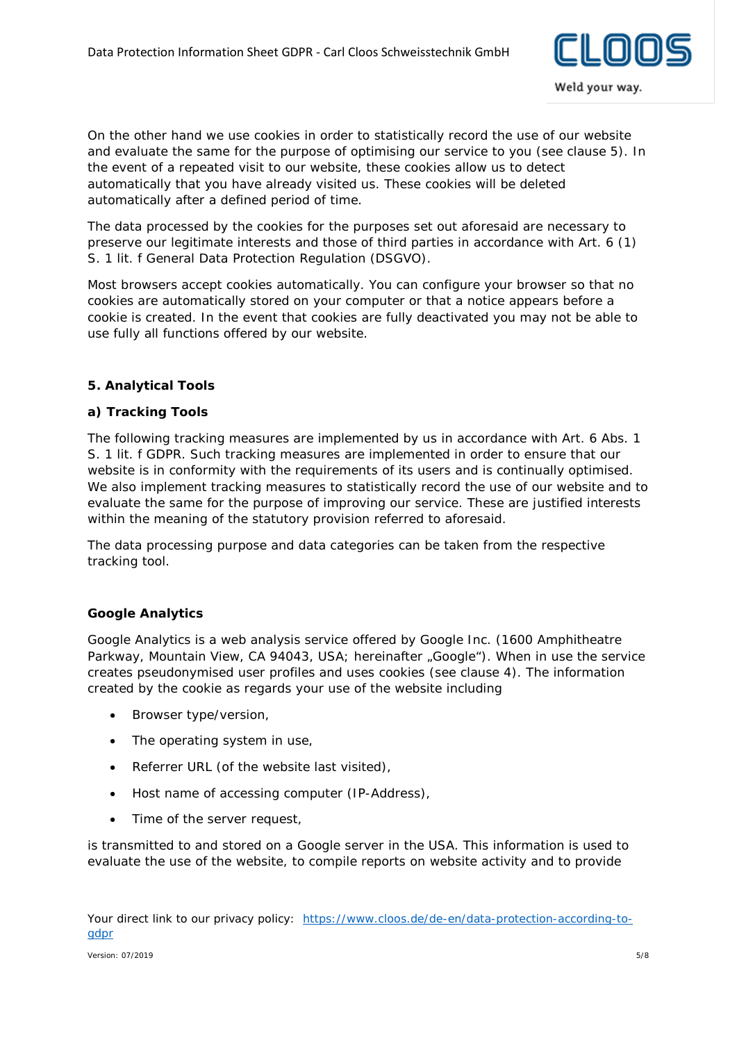On the other hand we use cookies in order to statistically record the use of our website and evaluate the same for the purpose of optimising our service to you (see clause 5). In the event of a repeated visit to our website, these cookies allow us to detect automatically that you have already visited us. These cookies will be deleted automatically after a defined period of time.

The data processed by the cookies for the purposes set out aforesaid are necessary to preserve our legitimate interests and those of third parties in accordance with Art. 6 (1) S. 1 lit. f General Data Protection Regulation (DSGVO).

Most browsers accept cookies automatically. You can configure your browser so that no cookies are automatically stored on your computer or that a notice appears before a cookie is created. In the event that cookies are fully deactivated you may not be able to use fully all functions offered by our website.

## 5. Analytical Tools

### a) Tracking Tools

The following tracking measures are implemented by us in accordance with Art. 6 Abs. 1 S. 1 lit. f GDPR. Such tracking measures are implemented in order to ensure that our website is in conformity with the requirements of its users and is continually optimised. We also implement tracking measures to statistically record the use of our website and to evaluate the same for the purpose of improving our service. These are justified interests within the meaning of the statutory provision referred to aforesaid.

The data processing purpose and data categories can be taken from the respective tracking tool.

#### Google Analytics

Google Analytics is a web analysis service offered by Google Inc. (1600 Amphitheatre Parkway, Mountain View, CA 94043, USA; hereinafter „Google"). When in use the service creates pseudonymised user profiles and uses cookies (see clause 4). The information created by the cookie as regards your use of the website including

- Browser type/version,
- The operating system in use,
- Referrer URL (of the website last visited),
- Host name of accessing computer (IP-Address),
- Time of the server request,

is transmitted to and stored on a Google server in the USA. This information is used to evaluate the use of the website, to compile reports on website activity and to provide

Your direct link to our privacy policy: [https://www.cloos.de/de-en/data-protection-according-to-gdpr](https://www.cloos.de/de-en/data-protection-according-to-gdpr)

Version: 07/2019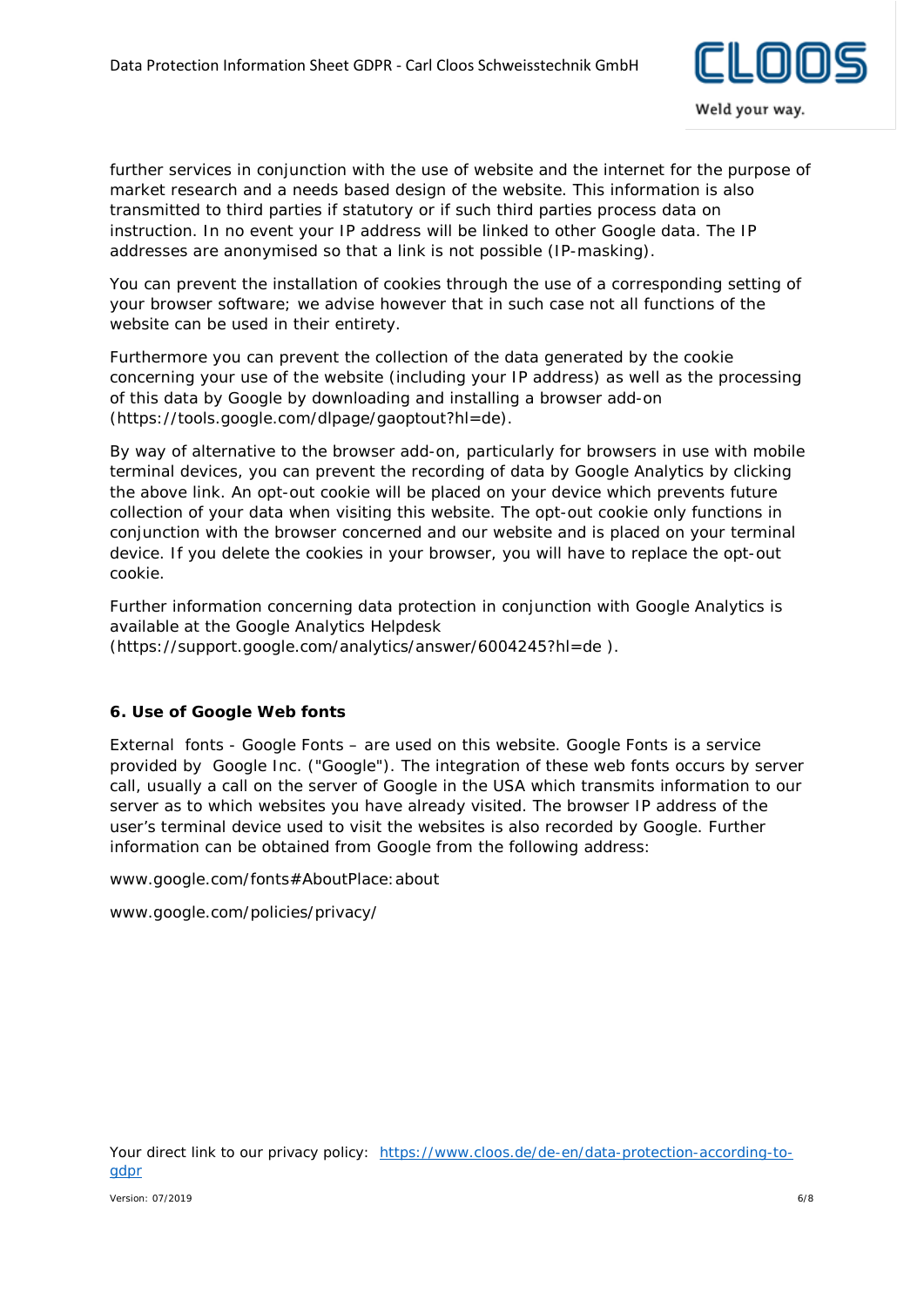further services in conjunction with the use of website and the internet for the purpose of market research and a needs based design of the website. This information is also transmitted to third parties if statutory or if such third parties process data on instruction. In no event your IP address will be linked to other Google data. The IP addresses are anonymised so that a link is not possible (IP-masking).

You can prevent the installation of cookies through the use of a corresponding setting of your browser software; we advise however that in such case not all functions of the website can be used in their entirety.

Furthermore you can prevent the collection of the data generated by the cookie concerning your use of the website (including your IP address) as well as the processing of this data by Google by downloading and installing a browser add-on (https://tools.google.com/dlpage/gaoptout?hl=de).

By way of alternative to the browser add-on, particularly for browsers in use with mobile terminal devices, you can prevent the recording of data by Google Analytics by clicking the above link. An opt-out cookie will be placed on your device which prevents future collection of your data when visiting this website. The opt-out cookie only functions in conjunction with the browser concerned and our website and is placed on your terminal device. If you delete the cookies in your browser, you will have to replace the opt-out cookie.

Further information concerning data protection in conjunction with Google Analytics is available at the Google Analytics Helpdesk (https://support.google.com/analytics/answer/6004245?hl=de ).

### 6. Use of Google Web fonts

External fonts - Google Fonts – are used on this website. Google Fonts is a service provided by Google Inc. ("Google"). The integration of these web fonts occurs by server call, usually a call on the server of Google in the USA which transmits information to our server as to which websites you have already visited. The browser IP address of the user's terminal device used to visit the websites is also recorded by Google. Further information can be obtained from Google from the following address:

www.google.com/fonts#AboutPlace:about

www.google.com/policies/privacy/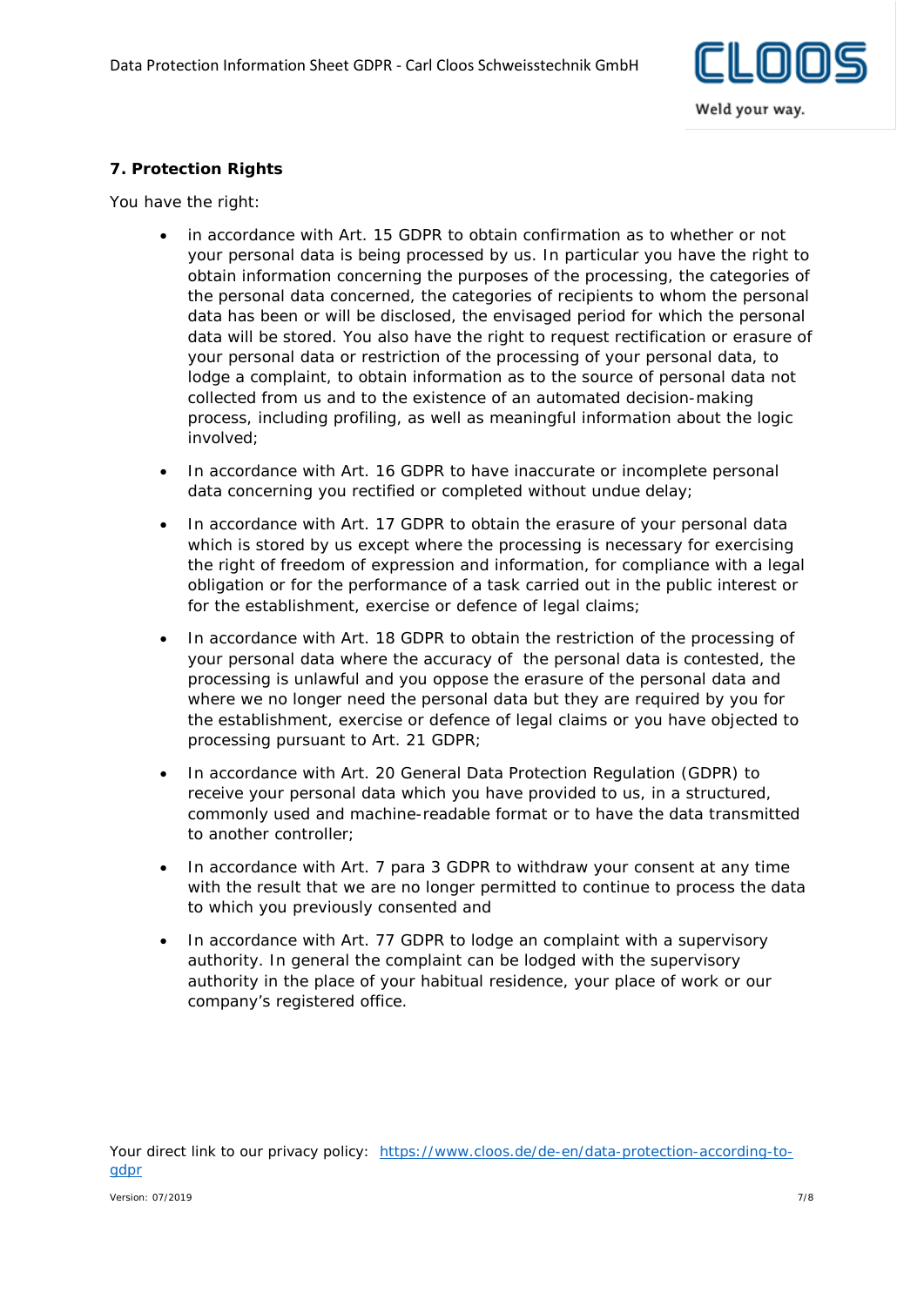## 7. Protection Rights

You have the right:

- in accordance with Art. 15 GDPR to obtain confirmation as to whether or not your personal data is being processed by us. In particular you have the right to obtain information concerning the purposes of the processing, the categories of the personal data concerned, the categories of recipients to whom the personal data has been or will be disclosed, the envisaged period for which the personal data will be stored. You also have the right to request rectification or erasure of your personal data or restriction of the processing of your personal data, to lodge a complaint, to obtain information as to the source of personal data not collected from us and to the existence of an automated decision-making process, including profiling, as well as meaningful information about the logic involved;
- In accordance with Art. 16 GDPR to have inaccurate or incomplete personal data concerning you rectified or completed without undue delay;
- In accordance with Art. 17 GDPR to obtain the erasure of your personal data which is stored by us except where the processing is necessary for exercising the right of freedom of expression and information, for compliance with a legal obligation or for the performance of a task carried out in the public interest or for the establishment, exercise or defence of legal claims;
- In accordance with Art. 18 GDPR to obtain the restriction of the processing of your personal data where the accuracy of the personal data is contested, the processing is unlawful and you oppose the erasure of the personal data and where we no longer need the personal data but they are required by you for the establishment, exercise or defence of legal claims or you have objected to processing pursuant to Art. 21 GDPR;
- In accordance with Art. 20 General Data Protection Regulation (GDPR) to receive your personal data which you have provided to us, in a structured, commonly used and machine-readable format or to have the data transmitted to another controller;
- In accordance with Art. 7 para 3 GDPR to withdraw your consent at any time with the result that we are no longer permitted to continue to process the data to which you previously consented and
- In accordance with Art. 77 GDPR to lodge an complaint with a supervisory authority. In general the complaint can be lodged with the supervisory authority in the place of your habitual residence, your place of work or our company's registered office.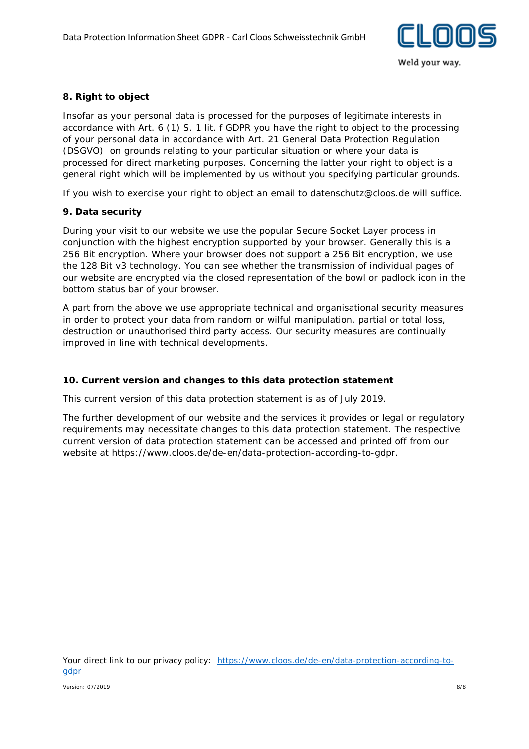## 8. Right to object

Insofar as your personal data is processed for the purposes of legitimate interests in accordance with Art. 6 (1) S. 1 lit. f GDPR you have the right to object to the processing of your personal data in accordance with Art. 21 General Data Protection Regulation (DSGVO) on grounds relating to your particular situation or where your data is processed for direct marketing purposes. Concerning the latter your right to object is a general right which will be implemented by us without you specifying particular grounds.

If you wish to exercise your right to object an email to datenschutz@cloos.de will suffice.

## 9. Data security

During your visit to our website we use the popular Secure Socket Layer process in conjunction with the highest encryption supported by your browser. Generally this is a 256 Bit encryption. Where your browser does not support a 256 Bit encryption, we use the 128 Bit v3 technology. You can see whether the transmission of individual pages of our website are encrypted via the closed representation of the bowl or padlock icon in the bottom status bar of your browser.

A part from the above we use appropriate technical and organisational security measures in order to protect your data from random or wilful manipulation, partial or total loss, destruction or unauthorised third party access. Our security measures are continually improved in line with technical developments.

## 10. Current version and changes to this data protection statement

This current version of this data protection statement is as of July 2019.

The further development of our website and the services it provides or legal or regulatory requirements may necessitate changes to this data protection statement. The respective current version of data protection statement can be accessed and printed off from our website at https://www.cloos.de/de-en/data-protection-according-to-gdpr.